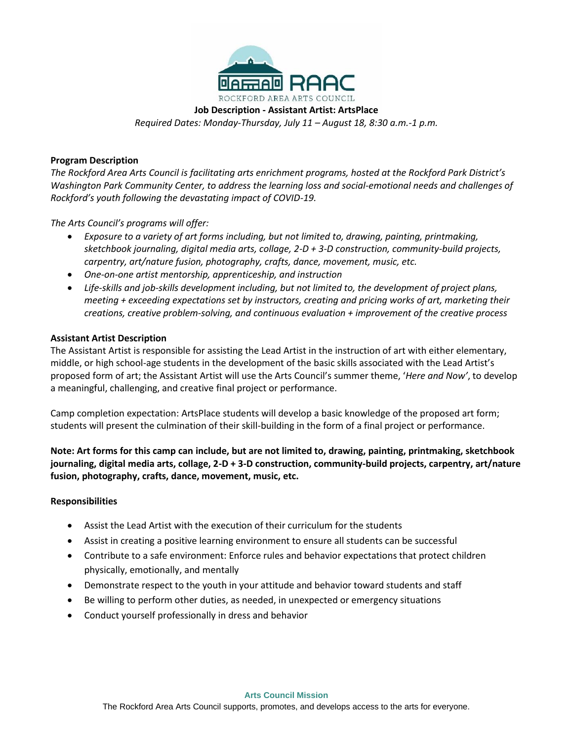RAAC

ROCKFORD AREA ARTS COUNCIL

**Job Description - Assistant Artist: ArtsPlace**

*Required Dates: Monday-Thursday, July 11 – August 18, 8:30 a.m.-1 p.m.*

**Program Description**

*The Rockford Area Arts Council is facilitating arts enrichment programs, hosted at the Rockford Park District's Washington Park Community Center, to address the learning loss and social-emotional needs and challenges of Rockford's youth following the devastating impact of COVID-19.*

*The Arts Council's programs will offer:*

- *Exposure to a variety of art forms including, but not limited to, drawing, painting, printmaking, sketchbook journaling, digital media arts, collage, 2-D + 3-D construction, community-build projects, carpentry, art/nature fusion, photography, crafts, dance, movement, music, etc.*
- *One-on-one artist mentorship, apprenticeship, and instruction*
- *Life-skills and job-skills development including, but not limited to, the development of project plans, meeting + exceeding expectations set by instructors, creating and pricing works of art, marketing their creations, creative problem-solving, and continuous evaluation + improvement of the creative process*

**Assistant Artist Description**

The Assistant Artist is responsible for assisting the Lead Artist in the instruction of art with either elementary, middle, or high school-age students in the development of the basic skills associated with the Lead Artist's proposed form of art; the Assistant Artist will use the Arts Council's summer theme, '*Here and Now*', to develop a meaningful, challenging, and creative final project or performance.

Camp completion expectation: ArtsPlace students will develop a basic knowledge of the proposed art form; students will present the culmination of their skill-building in the form of a final project or performance.

**Note: Art forms for this camp can include, but are not limited to, drawing, painting, printmaking, sketchbook journaling, digital media arts, collage, 2-D + 3-D construction, community-build projects, carpentry, art/nature fusion, photography, crafts, dance, movement, music, etc.**

**Responsibilities**

- Assist the Lead Artist with the execution of their curriculum for the students
- Assist in creating a positive learning environment to ensure all students can be successful
- Contribute to a safe environment: Enforce rules and behavior expectations that protect children physically, emotionally, and mentally
- Demonstrate respect to the youth in your attitude and behavior toward students and staff
- Be willing to perform other duties, as needed, in unexpected or emergency situations
- Conduct yourself professionally in dress and behavior

**Arts Council Mission**

The Rockford Area Arts Council supports, promotes, and develops access to the arts for everyone.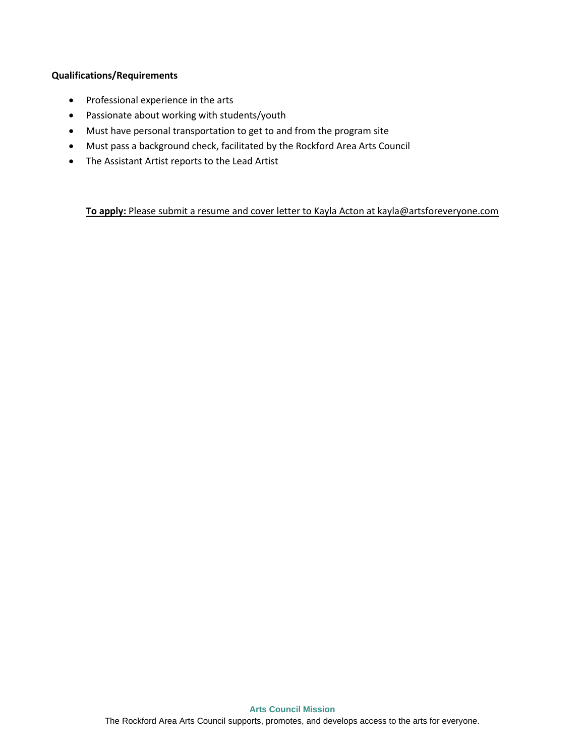**Qualifications/Requirements**

- Professional experience in the arts
- Passionate about working with students/youth
- Must have personal transportation to get to and from the program site
- Must pass a background check, facilitated by the Rockford Area Arts Council
- The Assistant Artist reports to the Lead Artist

**To apply:** Please submit a resume and cover letter to Kayla Acton at kayla@artsforeveryone.com

**Arts Council Mission**

The Rockford Area Arts Council supports, promotes, and develops access to the arts for everyone.